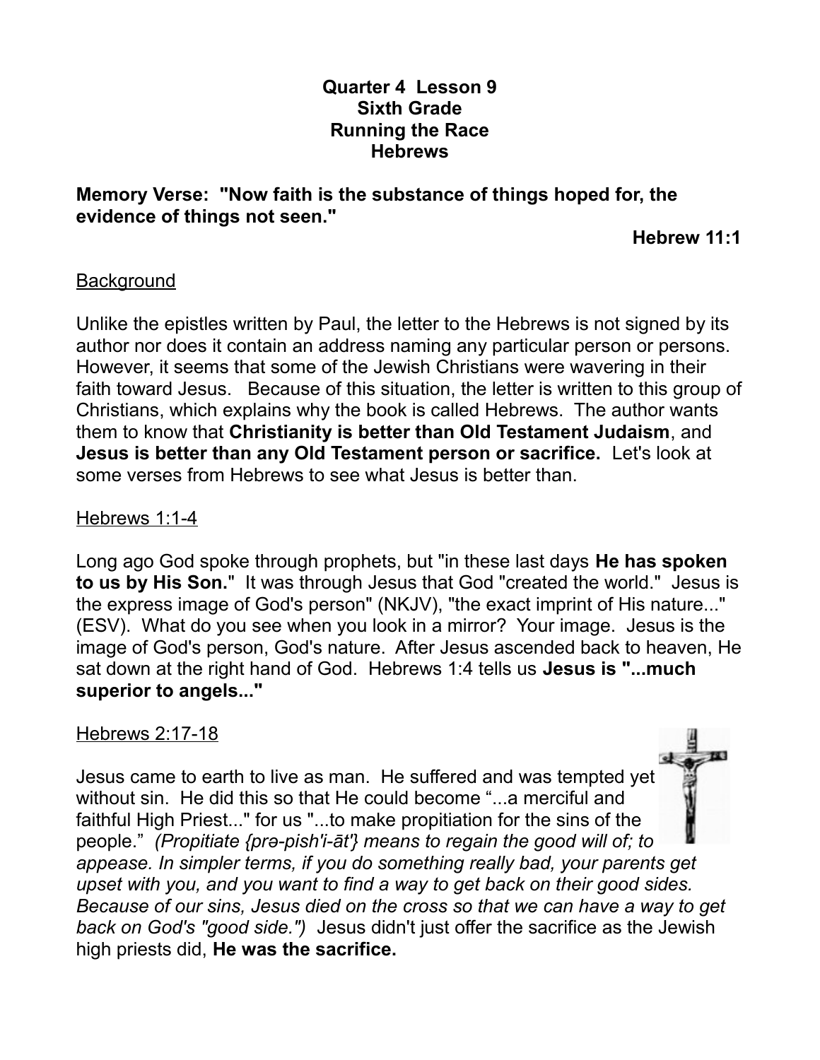**Quarter 4 Lesson 9**
**Sixth Grade**
**Running the Race**
**Hebrews**

**Memory Verse: "Now faith is the substance of things hoped for, the evidence of things not seen."**

**Hebrew 11:1**

<u>Background</u>

Unlike the epistles written by Paul, the letter to the Hebrews is not signed by its author nor does it contain an address naming any particular person or persons. However, it seems that some of the Jewish Christians were wavering in their faith toward Jesus. Because of this situation, the letter is written to this group of Christians, which explains why the book is called Hebrews. The author wants them to know that **Christianity is better than Old Testament Judaism**, and **Jesus is better than any Old Testament person or sacrifice.** Let's look at some verses from Hebrews to see what Jesus is better than.

<u>Hebrews 1:1-4</u>

Long ago God spoke through prophets, but "in these last days **He has spoken to us by His Son.**" It was through Jesus that God "created the world." Jesus is the express image of God's person" (NKJV), "the exact imprint of His nature..." (ESV). What do you see when you look in a mirror? Your image. Jesus is the image of God's person, God's nature. After Jesus ascended back to heaven, He sat down at the right hand of God. Hebrews 1:4 tells us **Jesus is "...much superior to angels..."**

<u>Hebrews 2:17-18</u>

Jesus came to earth to live as man. He suffered and was tempted yet without sin. He did this so that He could become "...a merciful and faithful High Priest..." for us "...to make propitiation for the sins of the people." *(Propitiate {prə-pish'i-āt'} means to regain the good will of; to appease. In simpler terms, if you do something really bad, your parents get upset with you, and you want to find a way to get back on their good sides. Because of our sins, Jesus died on the cross so that we can have a way to get back on God's "good side.")* Jesus didn't just offer the sacrifice as the Jewish high priests did, **He was the sacrifice.**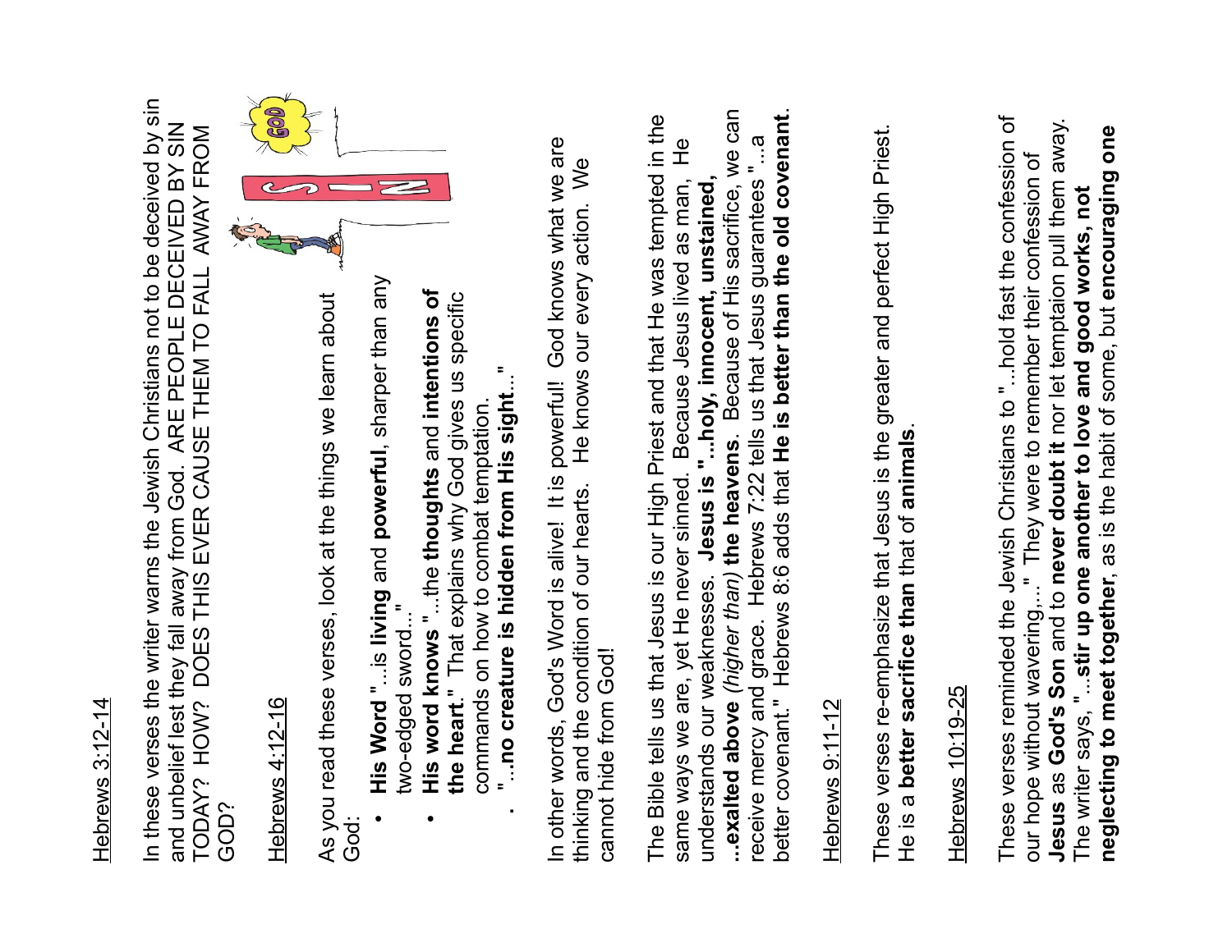Hebrews 3:12-14

In these verses the writer warns the Jewish Christians not to be deceived by sin and unbelief lest they fall away from God. ARE PEOPLE DECEIVED BY SIN TODAY? HOW? DOES THIS EVER CAUSE THEM TO FALL AWAY FROM GOD?

Hebrews 4:12-16

As you read these verses, look at the things we learn about God:

- **His Word** "...is **living** and **powerful**, sharper than any two-edged sword..."
- **His word knows** "...the **thoughts** and **intentions of the heart**." That explains why God gives us specific commands on how to combat temptation.
- "**...no creature is hidden from His sight**..."

In other words, God's Word is alive! It is powerful! God knows what we are thinking and the condition of our hearts. He knows our every action. We cannot hide from God!

The Bible tells us that Jesus is our High Priest and that He was tempted in the same ways we are, yet He never sinned. Because Jesus lived as man, He understands our weaknesses. **Jesus is "...holy, innocent, unstained, ...exalted above** *(higher than)* **the heavens**. Because of His sacrifice, we can receive mercy and grace. Hebrews 7:22 tells us that Jesus guarantees "...a better covenant." Hebrews 8:6 adds that **He is better than the old covenant**.

Hebrews 9:11-12

These verses re-emphasize that Jesus is the greater and perfect High Priest. He is a **better sacrifice than** that of **animals**.

Hebrews 10:19-25

These verses reminded the Jewish Christians to "...hold fast the confession of our hope without wavering,..." They were to remember their confession of **Jesus** as **God's Son** and to **never doubt it** nor let temptaion pull them away. The writer says, "...**stir up one another to love and good works, not neglecting to meet together**, as is the habit of some, but **encouraging one**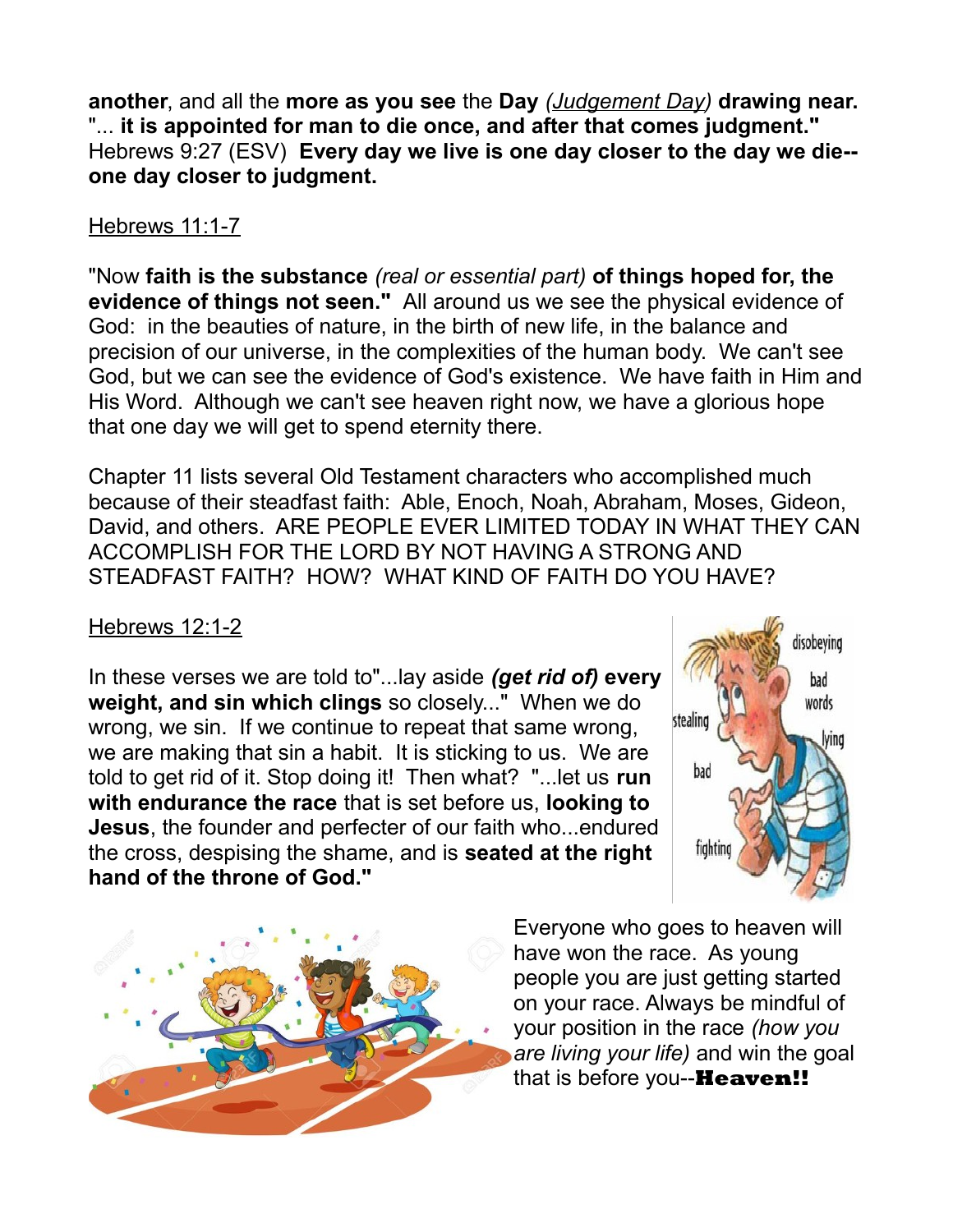**another**, and all the **more as you see** the **Day** *(Judgement Day)* **drawing near.** "... **it is appointed for man to die once, and after that comes judgment."** Hebrews 9:27 (ESV) **Every day we live is one day closer to the day we die-- one day closer to judgment.**

Hebrews 11:1-7

"Now **faith is the substance** *(real or essential part)* **of things hoped for, the evidence of things not seen."** All around us we see the physical evidence of God: in the beauties of nature, in the birth of new life, in the balance and precision of our universe, in the complexities of the human body. We can't see God, but we can see the evidence of God's existence. We have faith in Him and His Word. Although we can't see heaven right now, we have a glorious hope that one day we will get to spend eternity there.

Chapter 11 lists several Old Testament characters who accomplished much because of their steadfast faith: Able, Enoch, Noah, Abraham, Moses, Gideon, David, and others. ARE PEOPLE EVER LIMITED TODAY IN WHAT THEY CAN ACCOMPLISH FOR THE LORD BY NOT HAVING A STRONG AND STEADFAST FAITH? HOW? WHAT KIND OF FAITH DO YOU HAVE?

Hebrews 12:1-2

In these verses we are told to"...lay aside ***(get rid of)*** **every weight, and sin which clings** so closely..." When we do wrong, we sin. If we continue to repeat that same wrong, we are making that sin a habit. It is sticking to us. We are told to get rid of it. Stop doing it! Then what? "...let us **run with endurance the race** that is set before us, **looking to Jesus**, the founder and perfecter of our faith who...endured the cross, despising the shame, and is **seated at the right hand of the throne of God."**

Everyone who goes to heaven will have won the race. As young people you are just getting started on your race. Always be mindful of your position in the race *(how you are living your life)* and win the goal that is before you--**Heaven!!**